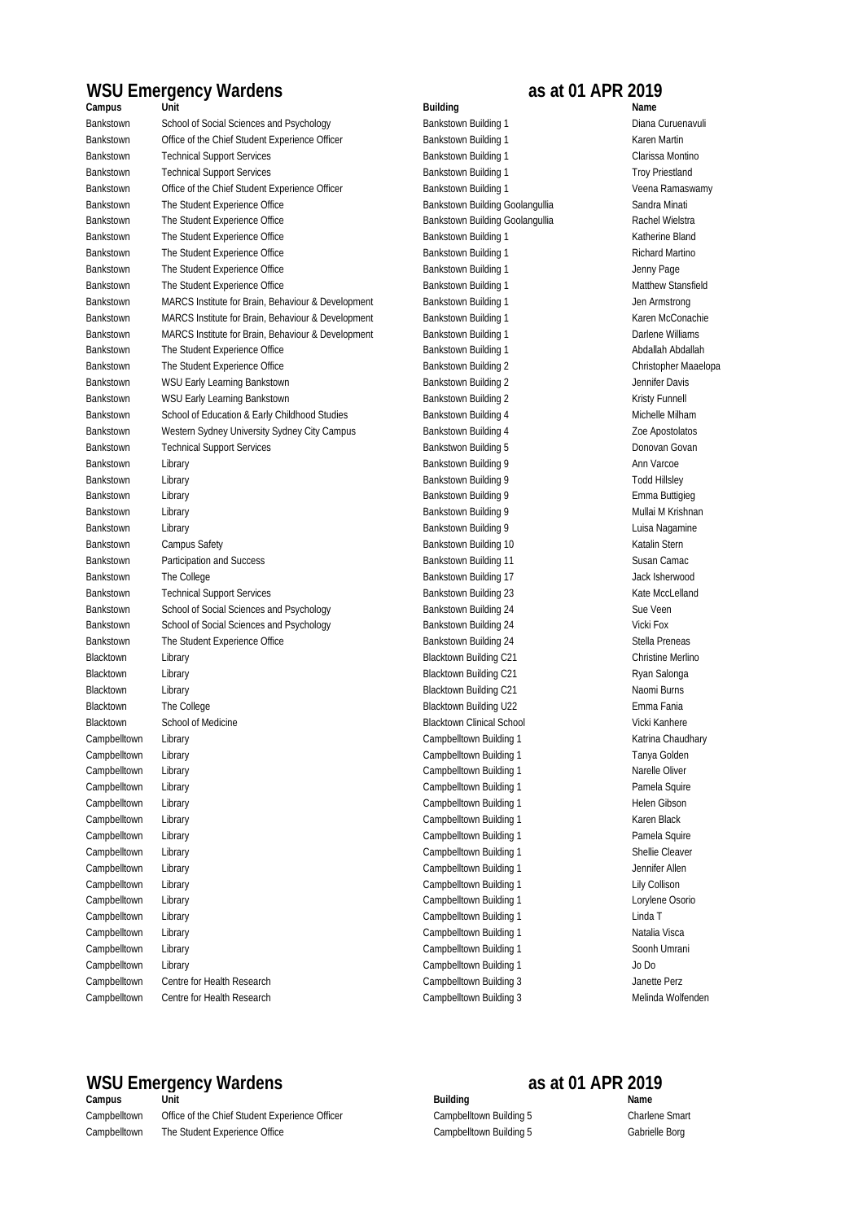## WSU Emergency Wardens as at 01 APR 2019

| Campus | Unit | Building | Name |
|---|---|---|---|
| Bankstown | School of Social Sciences and Psychology | Bankstown Building 1 | Diana Curuenavuli |
| Bankstown | Office of the Chief Student Experience Officer | Bankstown Building 1 | Karen Martin |
| Bankstown | Technical Support Services | Bankstown Building 1 | Clarissa Montino |
| Bankstown | Technical Support Services | Bankstown Building 1 | Troy Priestland |
| Bankstown | Office of the Chief Student Experience Officer | Bankstown Building 1 | Veena Ramaswamy |
| Bankstown | The Student Experience Office | Bankstown Building Goolangullia | Sandra Minati |
| Bankstown | The Student Experience Office | Bankstown Building Goolangullia | Rachel Wielstra |
| Bankstown | The Student Experience Office | Bankstown Building 1 | Katherine Bland |
| Bankstown | The Student Experience Office | Bankstown Building 1 | Richard Martino |
| Bankstown | The Student Experience Office | Bankstown Building 1 | Jenny Page |
| Bankstown | The Student Experience Office | Bankstown Building 1 | Matthew Stansfield |
| Bankstown | MARCS Institute for Brain, Behaviour & Development | Bankstown Building 1 | Jen Armstrong |
| Bankstown | MARCS Institute for Brain, Behaviour & Development | Bankstown Building 1 | Karen McConachie |
| Bankstown | MARCS Institute for Brain, Behaviour & Development | Bankstown Building 1 | Darlene Williams |
| Bankstown | The Student Experience Office | Bankstown Building 1 | Abdallah Abdallah |
| Bankstown | The Student Experience Office | Bankstown Building 2 | Christopher Maaelopa |
| Bankstown | WSU Early Learning Bankstown | Bankstown Building 2 | Jennifer Davis |
| Bankstown | WSU Early Learning Bankstown | Bankstown Building 2 | Kristy Funnell |
| Bankstown | School of Education & Early Childhood Studies | Bankstown Building 4 | Michelle Milham |
| Bankstown | Western Sydney University Sydney City Campus | Bankstown Building 4 | Zoe Apostolatos |
| Bankstown | Technical Support Services | Bankstwon Building 5 | Donovan Govan |
| Bankstown | Library | Bankstown Building 9 | Ann Varcoe |
| Bankstown | Library | Bankstown Building 9 | Todd Hillsley |
| Bankstown | Library | Bankstown Building 9 | Emma Buttigieg |
| Bankstown | Library | Bankstown Building 9 | Mullai M Krishnan |
| Bankstown | Library | Bankstown Building 9 | Luisa Nagamine |
| Bankstown | Campus Safety | Bankstown Building 10 | Katalin Stern |
| Bankstown | Participation and Success | Bankstown Building 11 | Susan Camac |
| Bankstown | The College | Bankstown Building 17 | Jack Isherwood |
| Bankstown | Technical Support Services | Bankstown Building 23 | Kate MccLelland |
| Bankstown | School of Social Sciences and Psychology | Bankstown Building 24 | Sue Veen |
| Bankstown | School of Social Sciences and Psychology | Bankstown Building 24 | Vicki Fox |
| Bankstown | The Student Experience Office | Bankstown Building 24 | Stella Preneas |
| Blacktown | Library | Blacktown Building C21 | Christine Merlino |
| Blacktown | Library | Blacktown Building C21 | Ryan Salonga |
| Blacktown | Library | Blacktown Building C21 | Naomi Burns |
| Blacktown | The College | Blacktown Building U22 | Emma Fania |
| Blacktown | School of Medicine | Blacktown Clinical School | Vicki Kanhere |
| Campbelltown | Library | Campbelltown Building 1 | Katrina Chaudhary |
| Campbelltown | Library | Campbelltown Building 1 | Tanya Golden |
| Campbelltown | Library | Campbelltown Building 1 | Narelle Oliver |
| Campbelltown | Library | Campbelltown Building 1 | Pamela Squire |
| Campbelltown | Library | Campbelltown Building 1 | Helen Gibson |
| Campbelltown | Library | Campbelltown Building 1 | Karen Black |
| Campbelltown | Library | Campbelltown Building 1 | Pamela Squire |
| Campbelltown | Library | Campbelltown Building 1 | Shellie Cleaver |
| Campbelltown | Library | Campbelltown Building 1 | Jennifer Allen |
| Campbelltown | Library | Campbelltown Building 1 | Lily Collison |
| Campbelltown | Library | Campbelltown Building 1 | Lorylene Osorio |
| Campbelltown | Library | Campbelltown Building 1 | Linda T |
| Campbelltown | Library | Campbelltown Building 1 | Natalia Visca |
| Campbelltown | Library | Campbelltown Building 1 | Soonh Umrani |
| Campbelltown | Library | Campbelltown Building 1 | Jo Do |
| Campbelltown | Centre for Health Research | Campbelltown Building 3 | Janette Perz |
| Campbelltown | Centre for Health Research | Campbelltown Building 3 | Melinda Wolfenden |

## WSU Emergency Wardens as at 01 APR 2019

| Campus | Unit | Building | Name |
|---|---|---|---|
| Campbelltown | Office of the Chief Student Experience Officer | Campbelltown Building 5 | Charlene Smart |
| Campbelltown | The Student Experience Office | Campbelltown Building 5 | Gabrielle Borg |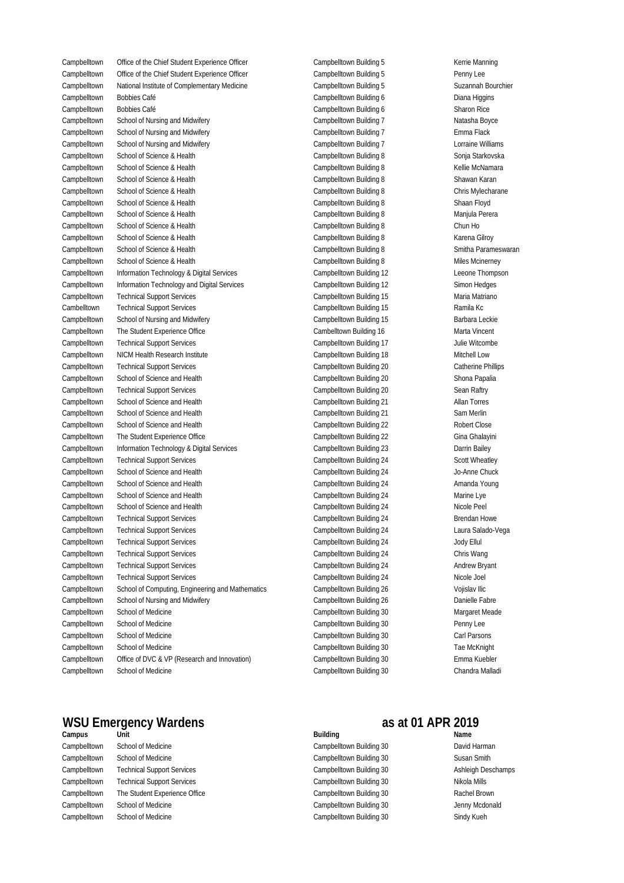| Campus | Unit | Building | Name |
| --- | --- | --- | --- |
| Campbelltown | Office of the Chief Student Experience Officer | Campbelltown Building 5 | Kerrie Manning |
| Campbelltown | Office of the Chief Student Experience Officer | Campbelltown Building 5 | Penny Lee |
| Campbelltown | National Institute of Complementary Medicine | Campbelltown Building 5 | Suzannah Bourchier |
| Campbelltown | Bobbies Café | Campbelltown Building 6 | Diana Higgins |
| Campbelltown | Bobbies Café | Campbelltown Building 6 | Sharon Rice |
| Campbelltown | School of Nursing and Midwifery | Campbelltown Building 7 | Natasha Boyce |
| Campbelltown | School of Nursing and Midwifery | Campbelltown Building 7 | Emma Flack |
| Campbelltown | School of Nursing and Midwifery | Campbelltown Building 7 | Lorraine Williams |
| Campbelltown | School of Science & Health | Campbelltown Building 8 | Sonja Starkovska |
| Campbelltown | School of Science & Health | Campbelltown Building 8 | Kellie McNamara |
| Campbelltown | School of Science & Health | Campbelltown Building 8 | Shawan Karan |
| Campbelltown | School of Science & Health | Campbelltown Building 8 | Chris Mylecharane |
| Campbelltown | School of Science & Health | Campbelltown Building 8 | Shaan Floyd |
| Campbelltown | School of Science & Health | Campbelltown Building 8 | Manjula Perera |
| Campbelltown | School of Science & Health | Campbelltown Building 8 | Chun Ho |
| Campbelltown | School of Science & Health | Campbelltown Building 8 | Karena Gilroy |
| Campbelltown | School of Science & Health | Campbelltown Building 8 | Smitha Parameswaran |
| Campbelltown | School of Science & Health | Campbelltown Building 8 | Miles Mcinerney |
| Campbelltown | Information Technology & Digital Services | Campbelltown Building 12 | Leeone Thompson |
| Campbelltown | Information Technology and Digital Services | Campbelltown Building 12 | Simon Hedges |
| Campbelltown | Technical Support Services | Campbelltown Building 15 | Maria Matriano |
| Cambelltown | Technical Support Services | Campbelltown Building 15 | Ramila Kc |
| Campbelltown | School of Nursing and Midwifery | Campbelltown Building 15 | Barbara Leckie |
| Campbelltown | The Student Experience Office | Cambelltown Building 16 | Marta Vincent |
| Campbelltown | Technical Support Services | Campbelltown Building 17 | Julie Witcombe |
| Campbelltown | NICM Health Research Institute | Campbelltown Building 18 | Mitchell Low |
| Campbelltown | Technical Support Services | Campbelltown Building 20 | Catherine Phillips |
| Campbelltown | School of Science and Health | Campbelltown Building 20 | Shona Papalia |
| Campbelltown | Technical Support Services | Campbelltown Building 20 | Sean Raftry |
| Campbelltown | School of Science and Health | Campbelltown Building 21 | Allan Torres |
| Campbelltown | School of Science and Health | Campbelltown Building 21 | Sam Merlin |
| Campbelltown | School of Science and Health | Campbelltown Building 22 | Robert Close |
| Campbelltown | The Student Experience Office | Campbelltown Building 22 | Gina Ghalayini |
| Campbelltown | Information Technology & Digital Services | Campbelltown Building 23 | Darrin Bailey |
| Campbelltown | Technical Support Services | Campbelltown Building 24 | Scott Wheatley |
| Campbelltown | School of Science and Health | Campbelltown Building 24 | Jo-Anne Chuck |
| Campbelltown | School of Science and Health | Campbelltown Building 24 | Amanda Young |
| Campbelltown | School of Science and Health | Campbelltown Building 24 | Marine Lye |
| Campbelltown | School of Science and Health | Campbelltown Building 24 | Nicole Peel |
| Campbelltown | Technical Support Services | Campbelltown Building 24 | Brendan Howe |
| Campbelltown | Technical Support Services | Campbelltown Building 24 | Laura Salado-Vega |
| Campbelltown | Technical Support Services | Campbelltown Building 24 | Jody Ellul |
| Campbelltown | Technical Support Services | Campbelltown Building 24 | Chris Wang |
| Campbelltown | Technical Support Services | Campbelltown Building 24 | Andrew Bryant |
| Campbelltown | Technical Support Services | Campbelltown Building 24 | Nicole Joel |
| Campbelltown | School of Computing, Engineering and Mathematics | Campbelltown Building 26 | Vojislav Ilic |
| Campbelltown | School of Nursing and Midwifery | Campbelltown Building 26 | Danielle Fabre |
| Campbelltown | School of Medicine | Campbelltown Building 30 | Margaret Meade |
| Campbelltown | School of Medicine | Campbelltown Building 30 | Penny Lee |
| Campbelltown | School of Medicine | Campbelltown Building 30 | Carl Parsons |
| Campbelltown | School of Medicine | Campbelltown Building 30 | Tae McKnight |
| Campbelltown | Office of DVC & VP (Research and Innovation) | Campbelltown Building 30 | Emma Kuebler |
| Campbelltown | School of Medicine | Campbelltown Building 30 | Chandra Malladi |
| Campbelltown | School of Medicine | Campbelltown Building 30 | David Harman |
| Campbelltown | School of Medicine | Campbelltown Building 30 | Susan Smith |
| Campbelltown | Technical Support Services | Campbelltown Building 30 | Ashleigh Deschamps |
| Campbelltown | Technical Support Services | Campbelltown Building 30 | Nikola Mills |
| Campbelltown | The Student Experience Office | Campbelltown Building 30 | Rachel Brown |
| Campbelltown | School of Medicine | Campbelltown Building 30 | Jenny Mcdonald |
| Campbelltown | School of Medicine | Campbelltown Building 30 | Sindy Kueh |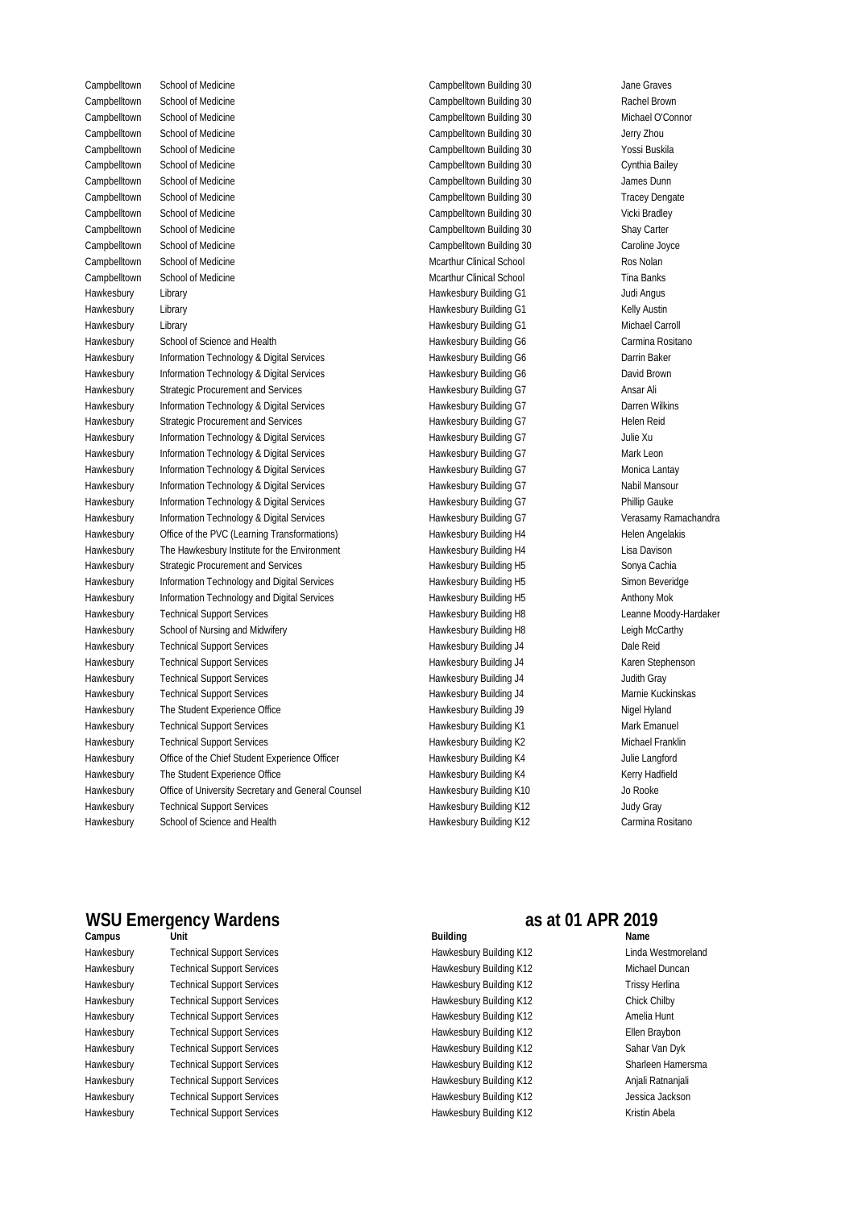| Campus | Unit | Building | Name |
|---|---|---|---|
| Campbelltown | School of Medicine | Campbelltown Building 30 | Jane Graves |
| Campbelltown | School of Medicine | Campbelltown Building 30 | Rachel Brown |
| Campbelltown | School of Medicine | Campbelltown Building 30 | Michael O'Connor |
| Campbelltown | School of Medicine | Campbelltown Building 30 | Jerry Zhou |
| Campbelltown | School of Medicine | Campbelltown Building 30 | Yossi Buskila |
| Campbelltown | School of Medicine | Campbelltown Building 30 | Cynthia Bailey |
| Campbelltown | School of Medicine | Campbelltown Building 30 | James Dunn |
| Campbelltown | School of Medicine | Campbelltown Building 30 | Tracey Dengate |
| Campbelltown | School of Medicine | Campbelltown Building 30 | Vicki Bradley |
| Campbelltown | School of Medicine | Campbelltown Building 30 | Shay Carter |
| Campbelltown | School of Medicine | Campbelltown Building 30 | Caroline Joyce |
| Campbelltown | School of Medicine | Mcarthur Clinical School | Ros Nolan |
| Campbelltown | School of Medicine | Mcarthur Clinical School | Tina Banks |
| Hawkesbury | Library | Hawkesbury Building G1 | Judi Angus |
| Hawkesbury | Library | Hawkesbury Building G1 | Kelly Austin |
| Hawkesbury | Library | Hawkesbury Building G1 | Michael Carroll |
| Hawkesbury | School of Science and Health | Hawkesbury Building G6 | Carmina Rositano |
| Hawkesbury | Information Technology & Digital Services | Hawkesbury Building G6 | Darrin Baker |
| Hawkesbury | Information Technology & Digital Services | Hawkesbury Building G6 | David Brown |
| Hawkesbury | Strategic Procurement and Services | Hawkesbury Building G7 | Ansar Ali |
| Hawkesbury | Information Technology & Digital Services | Hawkesbury Building G7 | Darren Wilkins |
| Hawkesbury | Strategic Procurement and Services | Hawkesbury Building G7 | Helen Reid |
| Hawkesbury | Information Technology & Digital Services | Hawkesbury Building G7 | Julie Xu |
| Hawkesbury | Information Technology & Digital Services | Hawkesbury Building G7 | Mark Leon |
| Hawkesbury | Information Technology & Digital Services | Hawkesbury Building G7 | Monica Lantay |
| Hawkesbury | Information Technology & Digital Services | Hawkesbury Building G7 | Nabil Mansour |
| Hawkesbury | Information Technology & Digital Services | Hawkesbury Building G7 | Phillip Gauke |
| Hawkesbury | Information Technology & Digital Services | Hawkesbury Building G7 | Verasamy Ramachandra |
| Hawkesbury | Office of the PVC (Learning Transformations) | Hawkesbury Building H4 | Helen Angelakis |
| Hawkesbury | The Hawkesbury Institute for the Environment | Hawkesbury Building H4 | Lisa Davison |
| Hawkesbury | Strategic Procurement and Services | Hawkesbury Building H5 | Sonya Cachia |
| Hawkesbury | Information Technology and Digital Services | Hawkesbury Building H5 | Simon Beveridge |
| Hawkesbury | Information Technology and Digital Services | Hawkesbury Building H5 | Anthony Mok |
| Hawkesbury | Technical Support Services | Hawkesbury Building H8 | Leanne Moody-Hardaker |
| Hawkesbury | School of Nursing and Midwifery | Hawkesbury Building H8 | Leigh McCarthy |
| Hawkesbury | Technical Support Services | Hawkesbury Building J4 | Dale Reid |
| Hawkesbury | Technical Support Services | Hawkesbury Building J4 | Karen Stephenson |
| Hawkesbury | Technical Support Services | Hawkesbury Building J4 | Judith Gray |
| Hawkesbury | Technical Support Services | Hawkesbury Building J4 | Marnie Kuckinskas |
| Hawkesbury | The Student Experience Office | Hawkesbury Building J9 | Nigel Hyland |
| Hawkesbury | Technical Support Services | Hawkesbury Building K1 | Mark Emanuel |
| Hawkesbury | Technical Support Services | Hawkesbury Building K2 | Michael Franklin |
| Hawkesbury | Office of the Chief Student Experience Officer | Hawkesbury Building K4 | Julie Langford |
| Hawkesbury | The Student Experience Office | Hawkesbury Building K4 | Kerry Hadfield |
| Hawkesbury | Office of University Secretary and General Counsel | Hawkesbury Building K10 | Jo Rooke |
| Hawkesbury | Technical Support Services | Hawkesbury Building K12 | Judy Gray |
| Hawkesbury | School of Science and Health | Hawkesbury Building K12 | Carmina Rositano |

## WSU Emergency Wardens as at 01 APR 2019

| Campus | Unit | Building | Name |
|---|---|---|---|
| Hawkesbury | Technical Support Services | Hawkesbury Building K12 | Linda Westmoreland |
| Hawkesbury | Technical Support Services | Hawkesbury Building K12 | Michael Duncan |
| Hawkesbury | Technical Support Services | Hawkesbury Building K12 | Trissy Herlina |
| Hawkesbury | Technical Support Services | Hawkesbury Building K12 | Chick Chilby |
| Hawkesbury | Technical Support Services | Hawkesbury Building K12 | Amelia Hunt |
| Hawkesbury | Technical Support Services | Hawkesbury Building K12 | Ellen Braybon |
| Hawkesbury | Technical Support Services | Hawkesbury Building K12 | Sahar Van Dyk |
| Hawkesbury | Technical Support Services | Hawkesbury Building K12 | Sharleen Hamersma |
| Hawkesbury | Technical Support Services | Hawkesbury Building K12 | Anjali Ratnanjali |
| Hawkesbury | Technical Support Services | Hawkesbury Building K12 | Jessica Jackson |
| Hawkesbury | Technical Support Services | Hawkesbury Building K12 | Kristin Abela |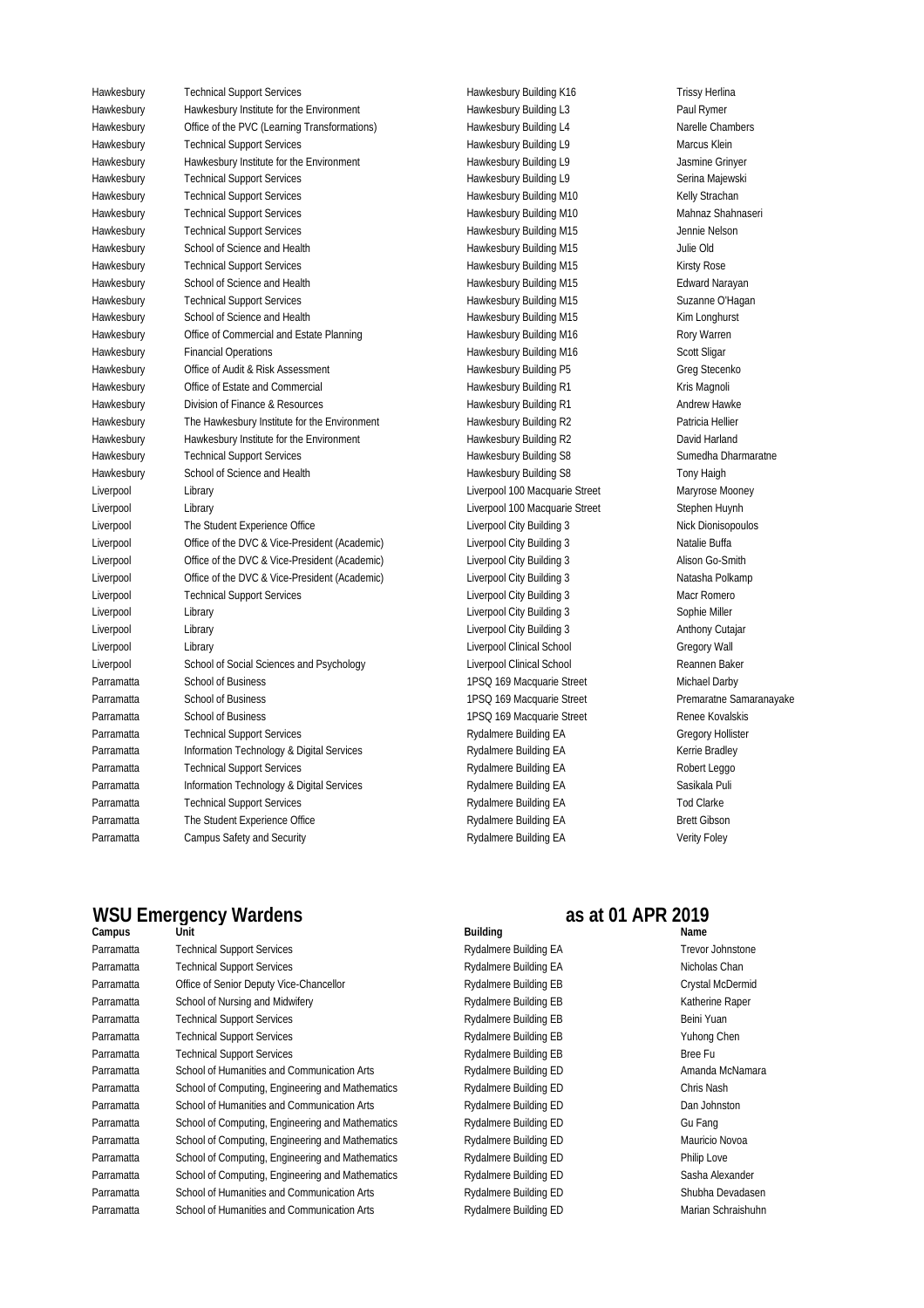| Campus | Unit | Building | Name |
|---|---|---|---|
| Hawkesbury | Technical Support Services | Hawkesbury Building K16 | Trissy Herlina |
| Hawkesbury | Hawkesbury Institute for the Environment | Hawkesbury Building L3 | Paul Rymer |
| Hawkesbury | Office of the PVC (Learning Transformations) | Hawkesbury Building L4 | Narelle Chambers |
| Hawkesbury | Technical Support Services | Hawkesbury Building L9 | Marcus Klein |
| Hawkesbury | Hawkesbury Institute for the Environment | Hawkesbury Building L9 | Jasmine Grinyer |
| Hawkesbury | Technical Support Services | Hawkesbury Building L9 | Serina Majewski |
| Hawkesbury | Technical Support Services | Hawkesbury Building M10 | Kelly Strachan |
| Hawkesbury | Technical Support Services | Hawkesbury Building M10 | Mahnaz Shahnaseri |
| Hawkesbury | Technical Support Services | Hawkesbury Building M15 | Jennie Nelson |
| Hawkesbury | School of Science and Health | Hawkesbury Building M15 | Julie Old |
| Hawkesbury | Technical Support Services | Hawkesbury Building M15 | Kirsty Rose |
| Hawkesbury | School of Science and Health | Hawkesbury Building M15 | Edward Narayan |
| Hawkesbury | Technical Support Services | Hawkesbury Building M15 | Suzanne O'Hagan |
| Hawkesbury | School of Science and Health | Hawkesbury Building M15 | Kim Longhurst |
| Hawkesbury | Office of Commercial and Estate Planning | Hawkesbury Building M16 | Rory Warren |
| Hawkesbury | Financial Operations | Hawkesbury Building M16 | Scott Sligar |
| Hawkesbury | Office of Audit & Risk Assessment | Hawkesbury Building P5 | Greg Stecenko |
| Hawkesbury | Office of Estate and Commercial | Hawkesbury Building R1 | Kris Magnoli |
| Hawkesbury | Division of Finance & Resources | Hawkesbury Building R1 | Andrew Hawke |
| Hawkesbury | The Hawkesbury Institute for the Environment | Hawkesbury Building R2 | Patricia Hellier |
| Hawkesbury | Hawkesbury Institute for the Environment | Hawkesbury Building R2 | David Harland |
| Hawkesbury | Technical Support Services | Hawkesbury Building S8 | Sumedha Dharmaratne |
| Hawkesbury | School of Science and Health | Hawkesbury Building S8 | Tony Haigh |
| Liverpool | Library | Liverpool 100 Macquarie Street | Maryrose Mooney |
| Liverpool | Library | Liverpool 100 Macquarie Street | Stephen Huynh |
| Liverpool | The Student Experience Office | Liverpool City Building 3 | Nick Dionisopoulos |
| Liverpool | Office of the DVC & Vice-President (Academic) | Liverpool City Building 3 | Natalie Buffa |
| Liverpool | Office of the DVC & Vice-President (Academic) | Liverpool City Building 3 | Alison Go-Smith |
| Liverpool | Office of the DVC & Vice-President (Academic) | Liverpool City Building 3 | Natasha Polkamp |
| Liverpool | Technical Support Services | Liverpool City Building 3 | Macr Romero |
| Liverpool | Library | Liverpool City Building 3 | Sophie Miller |
| Liverpool | Library | Liverpool City Building 3 | Anthony Cutajar |
| Liverpool | Library | Liverpool Clinical School | Gregory Wall |
| Liverpool | School of Social Sciences and Psychology | Liverpool Clinical School | Reannen Baker |
| Parramatta | School of Business | 1PSQ 169 Macquarie Street | Michael Darby |
| Parramatta | School of Business | 1PSQ 169 Macquarie Street | Premaratne Samaranayake |
| Parramatta | School of Business | 1PSQ 169 Macquarie Street | Renee Kovalskis |
| Parramatta | Technical Support Services | Rydalmere Building EA | Gregory Hollister |
| Parramatta | Information Technology & Digital Services | Rydalmere Building EA | Kerrie Bradley |
| Parramatta | Technical Support Services | Rydalmere Building EA | Robert Leggo |
| Parramatta | Information Technology & Digital Services | Rydalmere Building EA | Sasikala Puli |
| Parramatta | Technical Support Services | Rydalmere Building EA | Tod Clarke |
| Parramatta | The Student Experience Office | Rydalmere Building EA | Brett Gibson |
| Parramatta | Campus Safety and Security | Rydalmere Building EA | Verity Foley |

## WSU Emergency Wardens — as at 01 APR 2019

| Campus | Unit | Building | Name |
|---|---|---|---|
| Parramatta | Technical Support Services | Rydalmere Building EA | Trevor Johnstone |
| Parramatta | Technical Support Services | Rydalmere Building EA | Nicholas Chan |
| Parramatta | Office of Senior Deputy Vice-Chancellor | Rydalmere Building EB | Crystal McDermid |
| Parramatta | School of Nursing and Midwifery | Rydalmere Building EB | Katherine Raper |
| Parramatta | Technical Support Services | Rydalmere Building EB | Beini Yuan |
| Parramatta | Technical Support Services | Rydalmere Building EB | Yuhong Chen |
| Parramatta | Technical Support Services | Rydalmere Building EB | Bree Fu |
| Parramatta | School of Humanities and Communication Arts | Rydalmere Building ED | Amanda McNamara |
| Parramatta | School of Computing, Engineering and Mathematics | Rydalmere Building ED | Chris Nash |
| Parramatta | School of Humanities and Communication Arts | Rydalmere Building ED | Dan Johnston |
| Parramatta | School of Computing, Engineering and Mathematics | Rydalmere Building ED | Gu Fang |
| Parramatta | School of Computing, Engineering and Mathematics | Rydalmere Building ED | Mauricio Novoa |
| Parramatta | School of Computing, Engineering and Mathematics | Rydalmere Building ED | Philip Love |
| Parramatta | School of Computing, Engineering and Mathematics | Rydalmere Building ED | Sasha Alexander |
| Parramatta | School of Humanities and Communication Arts | Rydalmere Building ED | Shubha Devadasen |
| Parramatta | School of Humanities and Communication Arts | Rydalmere Building ED | Marian Schraishuhn |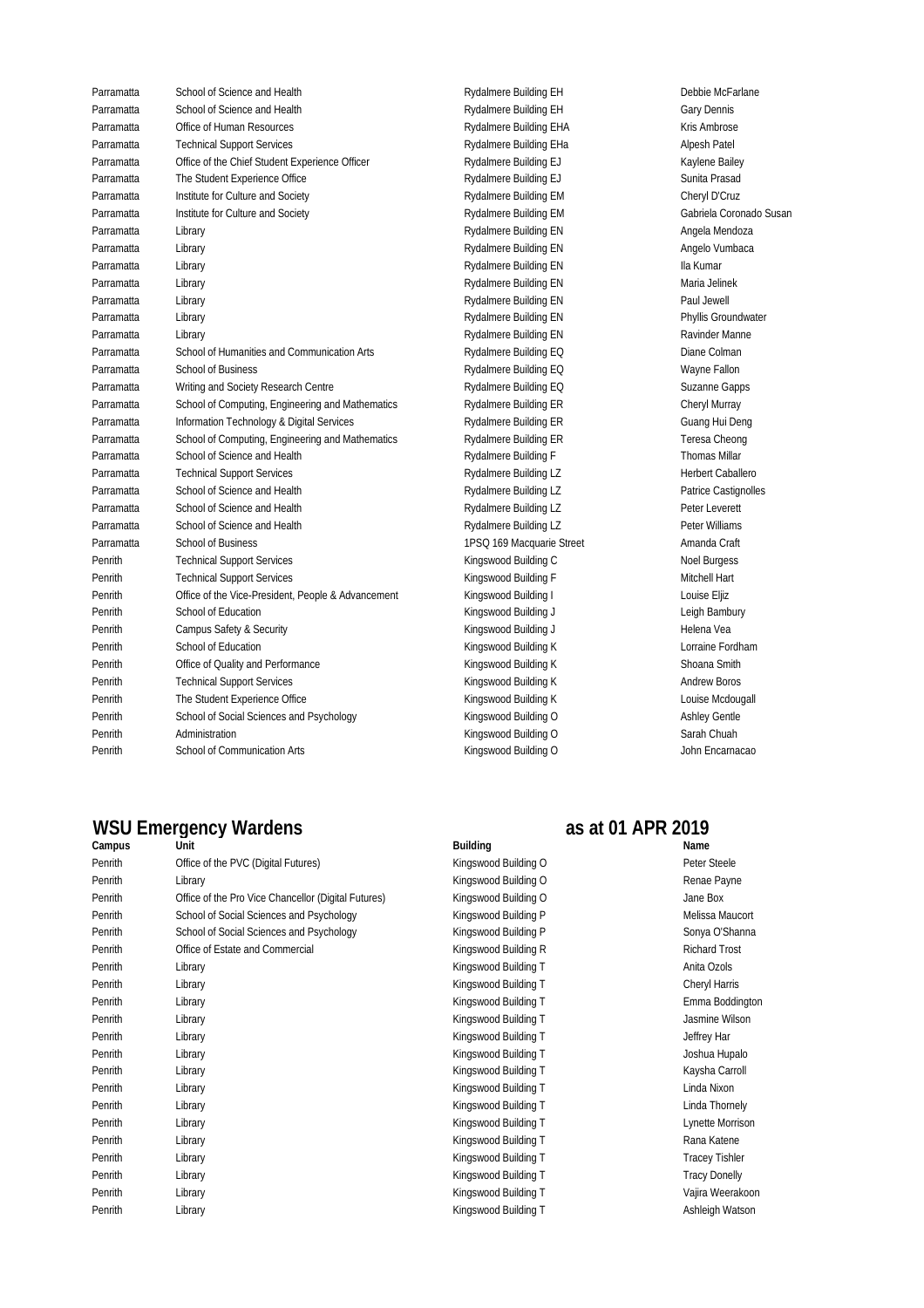| | | | |
|---|---|---|---|
| Parramatta | School of Science and Health | Rydalmere Building EH | Debbie McFarlane |
| Parramatta | School of Science and Health | Rydalmere Building EH | Gary Dennis |
| Parramatta | Office of Human Resources | Rydalmere Building EHA | Kris Ambrose |
| Parramatta | Technical Support Services | Rydalmere Building EHa | Alpesh Patel |
| Parramatta | Office of the Chief Student Experience Officer | Rydalmere Building EJ | Kaylene Bailey |
| Parramatta | The Student Experience Office | Rydalmere Building EJ | Sunita Prasad |
| Parramatta | Institute for Culture and Society | Rydalmere Building EM | Cheryl D'Cruz |
| Parramatta | Institute for Culture and Society | Rydalmere Building EM | Gabriela Coronado Susan |
| Parramatta | Library | Rydalmere Building EN | Angela Mendoza |
| Parramatta | Library | Rydalmere Building EN | Angelo Vumbaca |
| Parramatta | Library | Rydalmere Building EN | Ila Kumar |
| Parramatta | Library | Rydalmere Building EN | Maria Jelinek |
| Parramatta | Library | Rydalmere Building EN | Paul Jewell |
| Parramatta | Library | Rydalmere Building EN | Phyllis Groundwater |
| Parramatta | Library | Rydalmere Building EN | Ravinder Manne |
| Parramatta | School of Humanities and Communication Arts | Rydalmere Building EQ | Diane Colman |
| Parramatta | School of Business | Rydalmere Building EQ | Wayne Fallon |
| Parramatta | Writing and Society Research Centre | Rydalmere Building EQ | Suzanne Gapps |
| Parramatta | School of Computing, Engineering and Mathematics | Rydalmere Building ER | Cheryl Murray |
| Parramatta | Information Technology & Digital Services | Rydalmere Building ER | Guang Hui Deng |
| Parramatta | School of Computing, Engineering and Mathematics | Rydalmere Building ER | Teresa Cheong |
| Parramatta | School of Science and Health | Rydalmere Building F | Thomas Millar |
| Parramatta | Technical Support Services | Rydalmere Building LZ | Herbert Caballero |
| Parramatta | School of Science and Health | Rydalmere Building LZ | Patrice Castignolles |
| Parramatta | School of Science and Health | Rydalmere Building LZ | Peter Leverett |
| Parramatta | School of Science and Health | Rydalmere Building LZ | Peter Williams |
| Parramatta | School of Business | 1PSQ 169 Macquarie Street | Amanda Craft |
| Penrith | Technical Support Services | Kingswood Building C | Noel Burgess |
| Penrith | Technical Support Services | Kingswood Building F | Mitchell Hart |
| Penrith | Office of the Vice-President, People & Advancement | Kingswood Building I | Louise Eljiz |
| Penrith | School of Education | Kingswood Building J | Leigh Bambury |
| Penrith | Campus Safety & Security | Kingswood Building J | Helena Vea |
| Penrith | School of Education | Kingswood Building K | Lorraine Fordham |
| Penrith | Office of Quality and Performance | Kingswood Building K | Shoana Smith |
| Penrith | Technical Support Services | Kingswood Building K | Andrew Boros |
| Penrith | The Student Experience Office | Kingswood Building K | Louise Mcdougall |
| Penrith | School of Social Sciences and Psychology | Kingswood Building O | Ashley Gentle |
| Penrith | Administration | Kingswood Building O | Sarah Chuah |
| Penrith | School of Communication Arts | Kingswood Building O | John Encarnacao |

## WSU Emergency Wardens — as at 01 APR 2019

| Campus | Unit | Building | Name |
|---|---|---|---|
| Penrith | Office of the PVC (Digital Futures) | Kingswood Building O | Peter Steele |
| Penrith | Library | Kingswood Building O | Renae Payne |
| Penrith | Office of the Pro Vice Chancellor (Digital Futures) | Kingswood Building O | Jane Box |
| Penrith | School of Social Sciences and Psychology | Kingswood Building P | Melissa Maucort |
| Penrith | School of Social Sciences and Psychology | Kingswood Building P | Sonya O'Shanna |
| Penrith | Office of Estate and Commercial | Kingswood Building R | Richard Trost |
| Penrith | Library | Kingswood Building T | Anita Ozols |
| Penrith | Library | Kingswood Building T | Cheryl Harris |
| Penrith | Library | Kingswood Building T | Emma Boddington |
| Penrith | Library | Kingswood Building T | Jasmine Wilson |
| Penrith | Library | Kingswood Building T | Jeffrey Har |
| Penrith | Library | Kingswood Building T | Joshua Hupalo |
| Penrith | Library | Kingswood Building T | Kaysha Carroll |
| Penrith | Library | Kingswood Building T | Linda Nixon |
| Penrith | Library | Kingswood Building T | Linda Thornely |
| Penrith | Library | Kingswood Building T | Lynette Morrison |
| Penrith | Library | Kingswood Building T | Rana Katene |
| Penrith | Library | Kingswood Building T | Tracey Tishler |
| Penrith | Library | Kingswood Building T | Tracy Donelly |
| Penrith | Library | Kingswood Building T | Vajira Weerakoon |
| Penrith | Library | Kingswood Building T | Ashleigh Watson |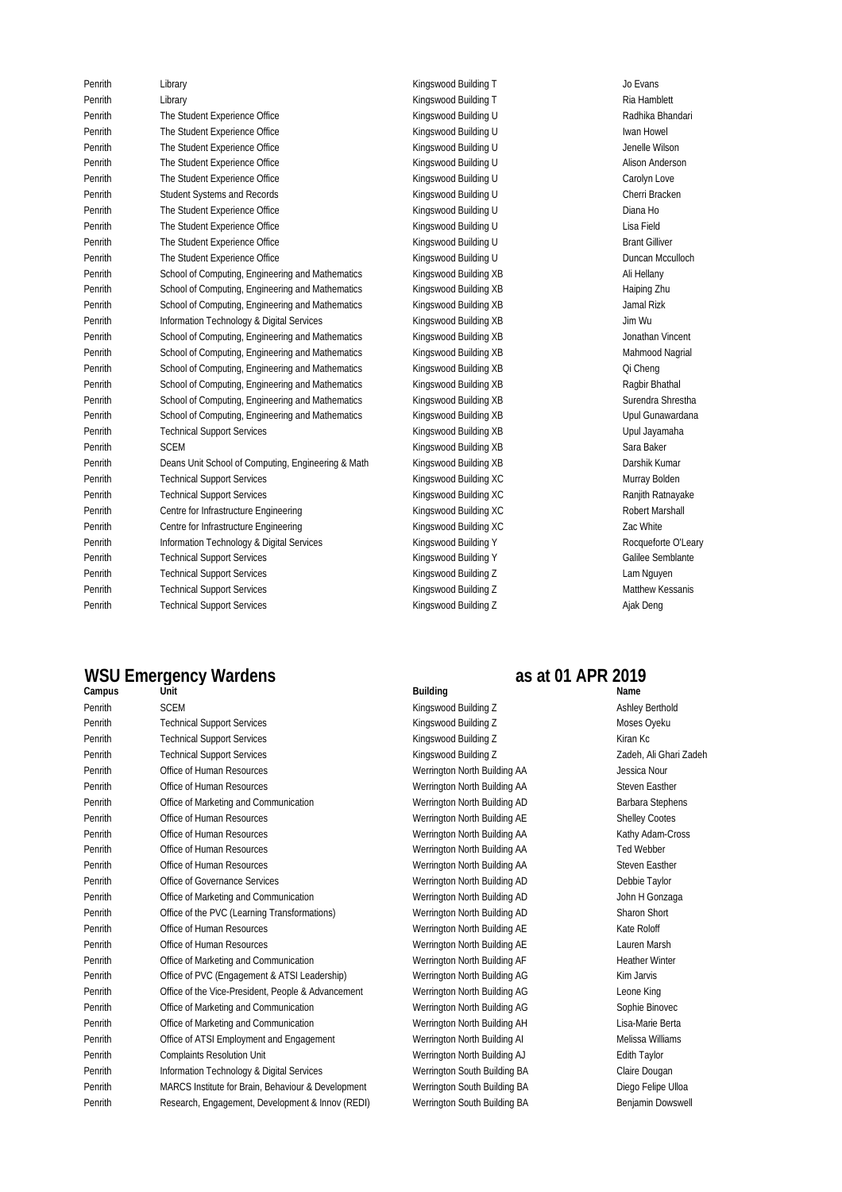| Campus | Unit | Building | Name |
| --- | --- | --- | --- |
| Penrith | Library | Kingswood Building T | Jo Evans |
| Penrith | Library | Kingswood Building T | Ria Hamblett |
| Penrith | The Student Experience Office | Kingswood Building U | Radhika Bhandari |
| Penrith | The Student Experience Office | Kingswood Building U | Iwan Howel |
| Penrith | The Student Experience Office | Kingswood Building U | Jenelle Wilson |
| Penrith | The Student Experience Office | Kingswood Building U | Alison Anderson |
| Penrith | The Student Experience Office | Kingswood Building U | Carolyn Love |
| Penrith | Student Systems and Records | Kingswood Building U | Cherri Bracken |
| Penrith | The Student Experience Office | Kingswood Building U | Diana Ho |
| Penrith | The Student Experience Office | Kingswood Building U | Lisa Field |
| Penrith | The Student Experience Office | Kingswood Building U | Brant Gilliver |
| Penrith | The Student Experience Office | Kingswood Building U | Duncan Mcculloch |
| Penrith | School of Computing, Engineering and Mathematics | Kingswood Building XB | Ali Hellany |
| Penrith | School of Computing, Engineering and Mathematics | Kingswood Building XB | Haiping Zhu |
| Penrith | School of Computing, Engineering and Mathematics | Kingswood Building XB | Jamal Rizk |
| Penrith | Information Technology & Digital Services | Kingswood Building XB | Jim Wu |
| Penrith | School of Computing, Engineering and Mathematics | Kingswood Building XB | Jonathan Vincent |
| Penrith | School of Computing, Engineering and Mathematics | Kingswood Building XB | Mahmood Nagrial |
| Penrith | School of Computing, Engineering and Mathematics | Kingswood Building XB | Qi Cheng |
| Penrith | School of Computing, Engineering and Mathematics | Kingswood Building XB | Ragbir Bhathal |
| Penrith | School of Computing, Engineering and Mathematics | Kingswood Building XB | Surendra Shrestha |
| Penrith | School of Computing, Engineering and Mathematics | Kingswood Building XB | Upul Gunawardana |
| Penrith | Technical Support Services | Kingswood Building XB | Upul Jayamaha |
| Penrith | SCEM | Kingswood Building XB | Sara Baker |
| Penrith | Deans Unit School of Computing, Engineering & Math | Kingswood Building XB | Darshik Kumar |
| Penrith | Technical Support Services | Kingswood Building XC | Murray Bolden |
| Penrith | Technical Support Services | Kingswood Building XC | Ranjith Ratnayake |
| Penrith | Centre for Infrastructure Engineering | Kingswood Building XC | Robert Marshall |
| Penrith | Centre for Infrastructure Engineering | Kingswood Building XC | Zac White |
| Penrith | Information Technology & Digital Services | Kingswood Building Y | Rocqueforte O'Leary |
| Penrith | Technical Support Services | Kingswood Building Y | Galilee Semblante |
| Penrith | Technical Support Services | Kingswood Building Z | Lam Nguyen |
| Penrith | Technical Support Services | Kingswood Building Z | Matthew Kessanis |
| Penrith | Technical Support Services | Kingswood Building Z | Ajak Deng |
| Penrith | SCEM | Kingswood Building Z | Ashley Berthold |
| Penrith | Technical Support Services | Kingswood Building Z | Moses Oyeku |
| Penrith | Technical Support Services | Kingswood Building Z | Kiran Kc |
| Penrith | Technical Support Services | Kingswood Building Z | Zadeh, Ali Ghari Zadeh |
| Penrith | Office of Human Resources | Werrington North Building AA | Jessica Nour |
| Penrith | Office of Human Resources | Werrington North Building AA | Steven Easther |
| Penrith | Office of Marketing and Communication | Werrington North Building AD | Barbara Stephens |
| Penrith | Office of Human Resources | Werrington North Building AE | Shelley Cootes |
| Penrith | Office of Human Resources | Werrington North Building AA | Kathy Adam-Cross |
| Penrith | Office of Human Resources | Werrington North Building AA | Ted Webber |
| Penrith | Office of Human Resources | Werrington North Building AA | Steven Easther |
| Penrith | Office of Governance Services | Werrington North Building AD | Debbie Taylor |
| Penrith | Office of Marketing and Communication | Werrington North Building AD | John H Gonzaga |
| Penrith | Office of the PVC (Learning Transformations) | Werrington North Building AD | Sharon Short |
| Penrith | Office of Human Resources | Werrington North Building AE | Kate Roloff |
| Penrith | Office of Human Resources | Werrington North Building AE | Lauren Marsh |
| Penrith | Office of Marketing and Communication | Werrington North Building AF | Heather Winter |
| Penrith | Office of PVC (Engagement & ATSI Leadership) | Werrington North Building AG | Kim Jarvis |
| Penrith | Office of the Vice-President, People & Advancement | Werrington North Building AG | Leone King |
| Penrith | Office of Marketing and Communication | Werrington North Building AG | Sophie Binovec |
| Penrith | Office of Marketing and Communication | Werrington North Building AH | Lisa-Marie Berta |
| Penrith | Office of ATSI Employment and Engagement | Werrington North Building AI | Melissa Williams |
| Penrith | Complaints Resolution Unit | Werrington North Building AJ | Edith Taylor |
| Penrith | Information Technology & Digital Services | Werrington South Building BA | Claire Dougan |
| Penrith | MARCS Institute for Brain, Behaviour & Development | Werrington South Building BA | Diego Felipe Ulloa |
| Penrith | Research, Engagement, Development & Innov (REDI) | Werrington South Building BA | Benjamin Dowswell |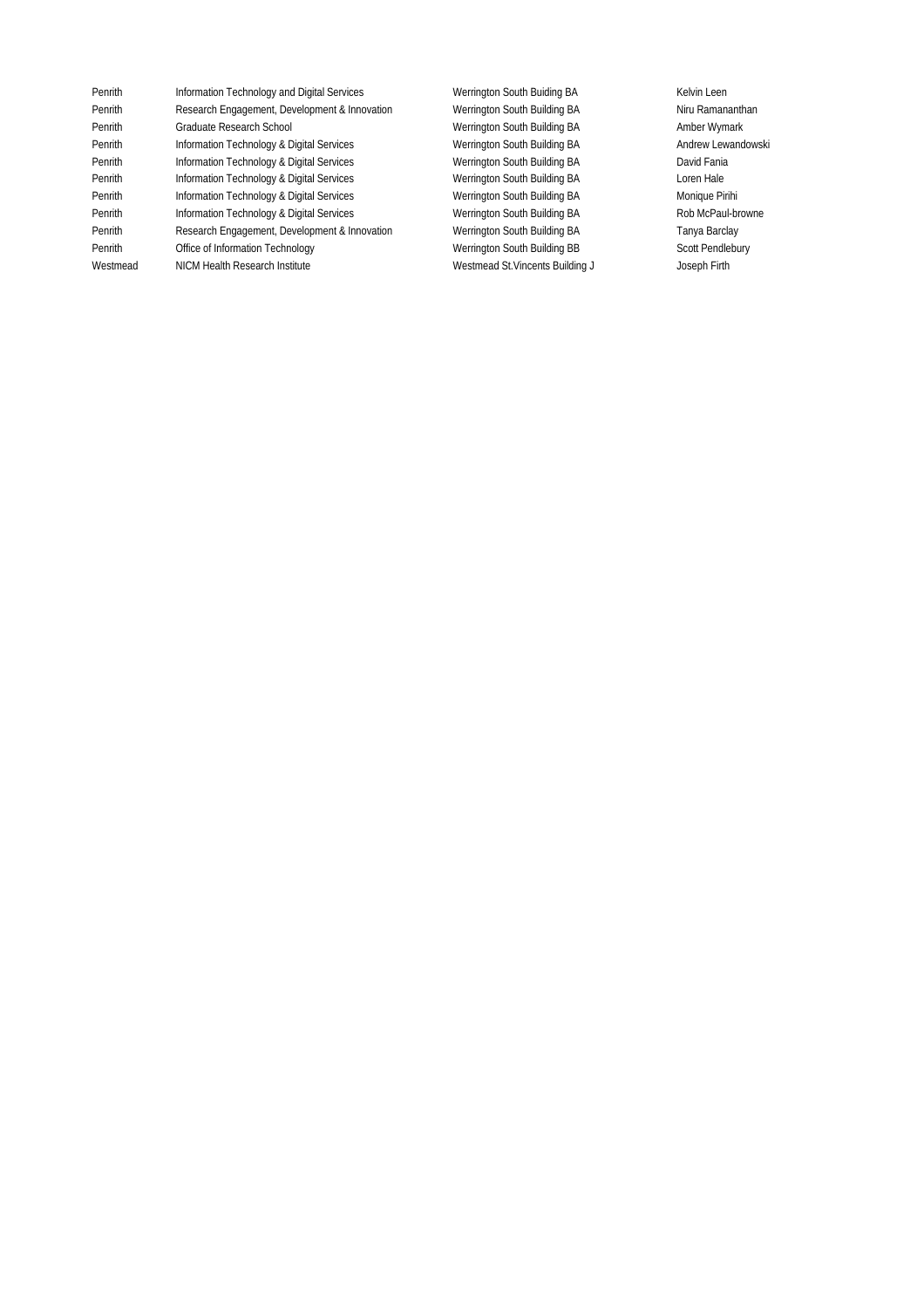| | | | |
|---|---|---|---|
| Penrith | Information Technology and Digital Services | Werrington South Buiding BA | Kelvin Leen |
| Penrith | Research Engagement, Development & Innovation | Werrington South Building BA | Niru Ramananthan |
| Penrith | Graduate Research School | Werrington South Building BA | Amber Wymark |
| Penrith | Information Technology & Digital Services | Werrington South Building BA | Andrew Lewandowski |
| Penrith | Information Technology & Digital Services | Werrington South Building BA | David Fania |
| Penrith | Information Technology & Digital Services | Werrington South Building BA | Loren Hale |
| Penrith | Information Technology & Digital Services | Werrington South Building BA | Monique Pirihi |
| Penrith | Information Technology & Digital Services | Werrington South Building BA | Rob McPaul-browne |
| Penrith | Research Engagement, Development & Innovation | Werrington South Building BA | Tanya Barclay |
| Penrith | Office of Information Technology | Werrington South Building BB | Scott Pendlebury |
| Westmead | NICM Health Research Institute | Westmead St.Vincents Building J | Joseph Firth |